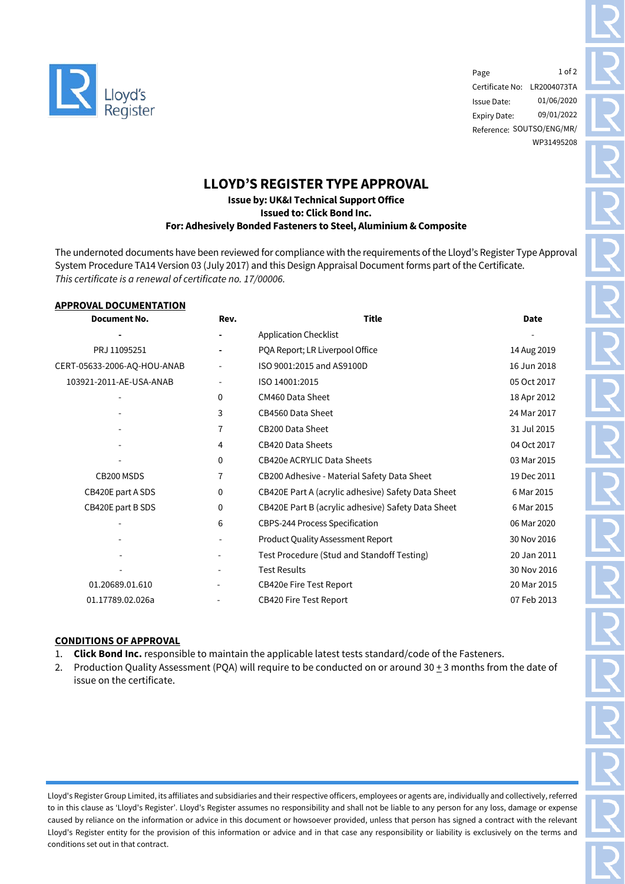Lloyd's Register

Certificate No: LR2004073TA
Issue Date: 01/06/2020
Expiry Date: 09/01/2022
Reference: SOUTSO/ENG/MR/WP31495208

# LLOYD'S REGISTER TYPE APPROVAL

**Issue by: UK&I Technical Support Office**
**Issued to: Click Bond Inc.**
**For: Adhesively Bonded Fasteners to Steel, Aluminium & Composite**

The undernoted documents have been reviewed for compliance with the requirements of the Lloyd's Register Type Approval System Procedure TA14 Version 03 (July 2017) and this Design Appraisal Document forms part of the Certificate.
*This certificate is a renewal of certificate no. 17/00006.*

## APPROVAL DOCUMENTATION

| Document No. | Rev. | Title | Date |
|---|---|---|---|
| - | - | Application Checklist | - |
| PRJ 11095251 | - | PQA Report; LR Liverpool Office | 14 Aug 2019 |
| CERT-05633-2006-AQ-HOU-ANAB | - | ISO 9001:2015 and AS9100D | 16 Jun 2018 |
| 103921-2011-AE-USA-ANAB | - | ISO 14001:2015 | 05 Oct 2017 |
| - | 0 | CM460 Data Sheet | 18 Apr 2012 |
| - | 3 | CB4560 Data Sheet | 24 Mar 2017 |
| - | 7 | CB200 Data Sheet | 31 Jul 2015 |
| - | 4 | CB420 Data Sheets | 04 Oct 2017 |
| - | 0 | CB420e ACRYLIC Data Sheets | 03 Mar 2015 |
| CB200 MSDS | 7 | CB200 Adhesive - Material Safety Data Sheet | 19 Dec 2011 |
| CB420E part A SDS | 0 | CB420E Part A (acrylic adhesive) Safety Data Sheet | 6 Mar 2015 |
| CB420E part B SDS | 0 | CB420E Part B (acrylic adhesive) Safety Data Sheet | 6 Mar 2015 |
| - | 6 | CBPS-244 Process Specification | 06 Mar 2020 |
| - | - | Product Quality Assessment Report | 30 Nov 2016 |
| - | - | Test Procedure (Stud and Standoff Testing) | 20 Jan 2011 |
| - | - | Test Results | 30 Nov 2016 |
| 01.20689.01.610 | - | CB420e Fire Test Report | 20 Mar 2015 |
| 01.17789.02.026a | - | CB420 Fire Test Report | 07 Feb 2013 |

## CONDITIONS OF APPROVAL

1. **Click Bond Inc.** responsible to maintain the applicable latest tests standard/code of the Fasteners.
2. Production Quality Assessment (PQA) will require to be conducted on or around 30 ± 3 months from the date of issue on the certificate.

Lloyd's Register Group Limited, its affiliates and subsidiaries and their respective officers, employees or agents are, individually and collectively, referred to in this clause as 'Lloyd's Register'. Lloyd's Register assumes no responsibility and shall not be liable to any person for any loss, damage or expense caused by reliance on the information or advice in this document or howsoever provided, unless that person has signed a contract with the relevant Lloyd's Register entity for the provision of this information or advice and in that case any responsibility or liability is exclusively on the terms and conditions set out in that contract.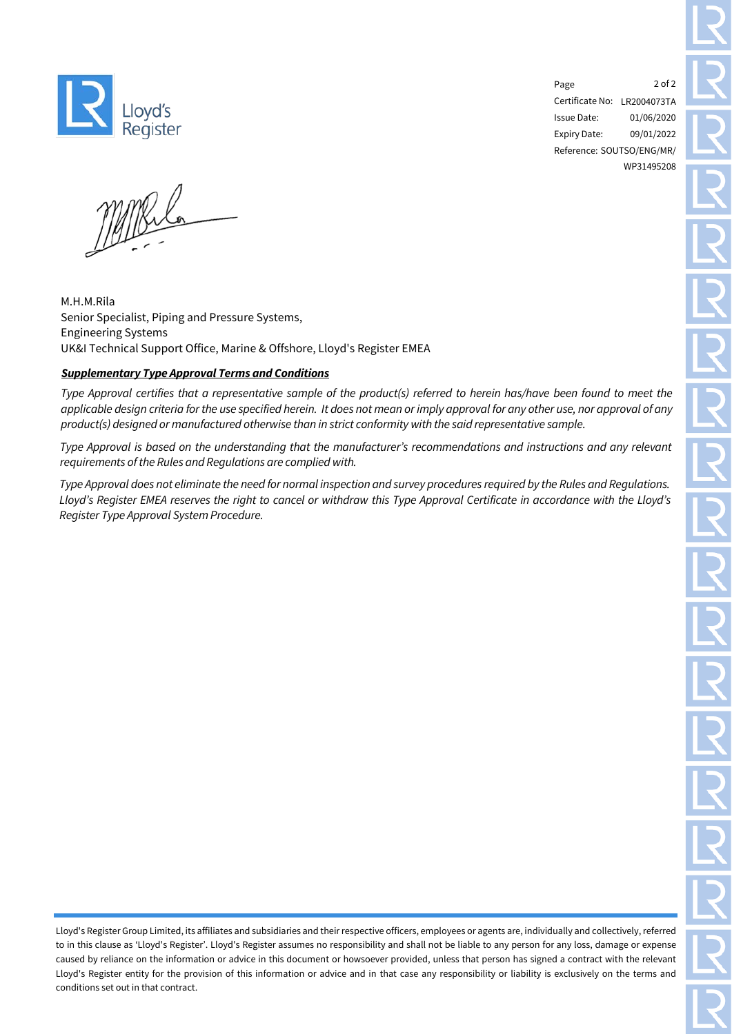Certificate No: LR2004073TA
Issue Date: 01/06/2020
Expiry Date: 09/01/2022
Reference: SOUTSO/ENG/MR/WP31495208

M.H.M.Rila
Senior Specialist, Piping and Pressure Systems,
Engineering Systems
UK&I Technical Support Office, Marine & Offshore, Lloyd's Register EMEA

***Supplementary Type Approval Terms and Conditions***

*Type Approval certifies that a representative sample of the product(s) referred to herein has/have been found to meet the applicable design criteria for the use specified herein. It does not mean or imply approval for any other use, nor approval of any product(s) designed or manufactured otherwise than in strict conformity with the said representative sample.*

*Type Approval is based on the understanding that the manufacturer's recommendations and instructions and any relevant requirements of the Rules and Regulations are complied with.*

*Type Approval does not eliminate the need for normal inspection and survey procedures required by the Rules and Regulations. Lloyd's Register EMEA reserves the right to cancel or withdraw this Type Approval Certificate in accordance with the Lloyd's Register Type Approval System Procedure.*

Lloyd's Register Group Limited, its affiliates and subsidiaries and their respective officers, employees or agents are, individually and collectively, referred to in this clause as 'Lloyd's Register'. Lloyd's Register assumes no responsibility and shall not be liable to any person for any loss, damage or expense caused by reliance on the information or advice in this document or howsoever provided, unless that person has signed a contract with the relevant Lloyd's Register entity for the provision of this information or advice and in that case any responsibility or liability is exclusively on the terms and conditions set out in that contract.